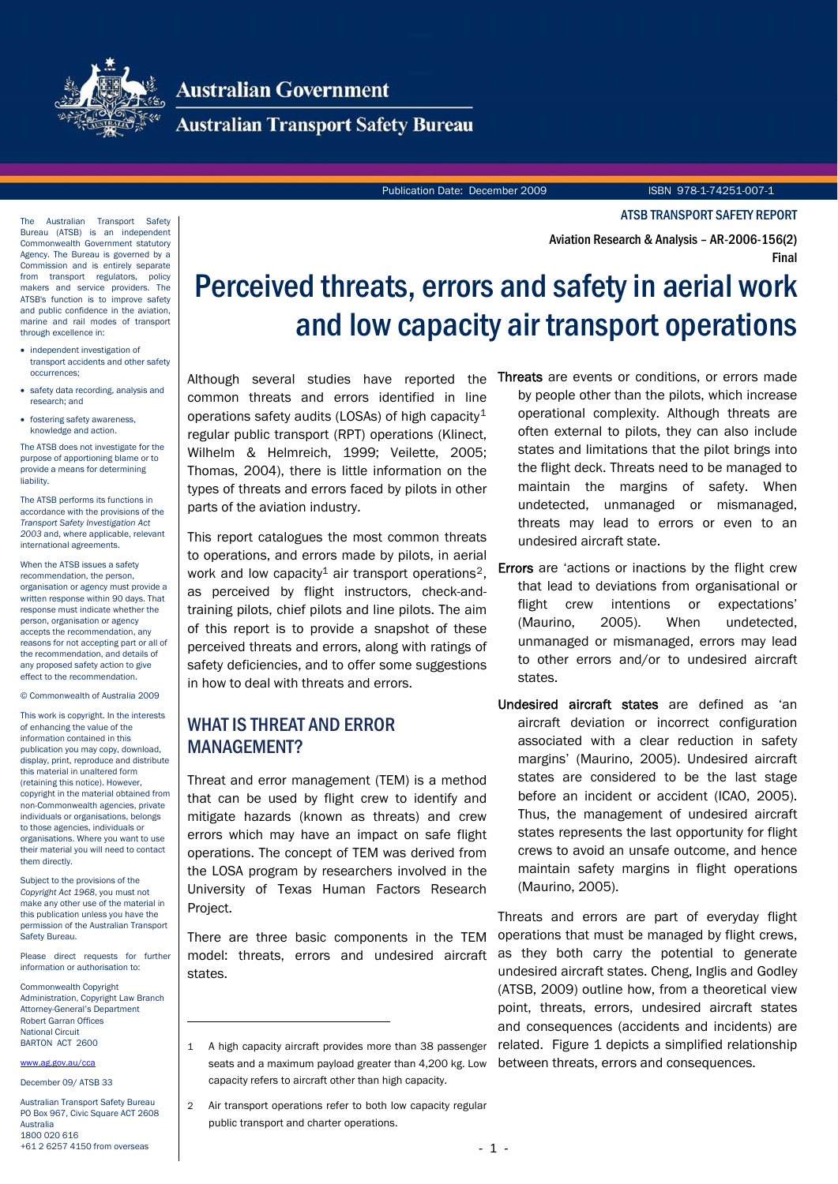Australian Government

Australian Transport Safety Bureau

Publication Date: December 2009

ISBN 978-1-74251-007-1

ATSB TRANSPORT SAFETY REPORT

Aviation Research & Analysis – AR-2006-156(2)

Final

The Australian Transport Safety Bureau (ATSB) is an independent Commonwealth Government statutory Agency. The Bureau is governed by a Commission and is entirely separate from transport regulators, policy makers and service providers. The ATSB's function is to improve safety and public confidence in the aviation, marine and rail modes of transport through excellence in:

- independent investigation of transport accidents and other safety occurrences;
- safety data recording, analysis and research; and
- fostering safety awareness, knowledge and action.

The ATSB does not investigate for the purpose of apportioning blame or to provide a means for determining liability.

The ATSB performs its functions in accordance with the provisions of the *Transport Safety Investigation Act 2003* and, where applicable, relevant international agreements.

When the ATSB issues a safety recommendation, the person, organisation or agency must provide a written response within 90 days. That response must indicate whether the person, organisation or agency accepts the recommendation, any reasons for not accepting part or all of the recommendation, and details of any proposed safety action to give effect to the recommendation.

© Commonwealth of Australia 2009

This work is copyright. In the interests of enhancing the value of the information contained in this publication you may copy, download, display, print, reproduce and distribute this material in unaltered form (retaining this notice). However, copyright in the material obtained from non-Commonwealth agencies, private individuals or organisations, belongs to those agencies, individuals or organisations. Where you want to use their material you will need to contact them directly.

Subject to the provisions of the *Copyright Act 1968*, you must not make any other use of the material in this publication unless you have the permission of the Australian Transport Safety Bureau.

Please direct requests for further information or authorisation to:

Commonwealth Copyright Administration, Copyright Law Branch
Attorney-General's Department
Robert Garran Offices
National Circuit
BARTON ACT 2600

www.ag.gov.au/cca

December 09/ ATSB 33

Australian Transport Safety Bureau
PO Box 967, Civic Square ACT 2608
Australia
1800 020 616
+61 2 6257 4150 from overseas

# Perceived threats, errors and safety in aerial work and low capacity air transport operations

Although several studies have reported the common threats and errors identified in line operations safety audits (LOSAs) of high capacity[1] regular public transport (RPT) operations (Klinect, Wilhelm & Helmreich, 1999; Veilette, 2005; Thomas, 2004), there is little information on the types of threats and errors faced by pilots in other parts of the aviation industry.

This report catalogues the most common threats to operations, and errors made by pilots, in aerial work and low capacity[1] air transport operations[2], as perceived by flight instructors, check-and-training pilots, chief pilots and line pilots. The aim of this report is to provide a snapshot of these perceived threats and errors, along with ratings of safety deficiencies, and to offer some suggestions in how to deal with threats and errors.

## WHAT IS THREAT AND ERROR MANAGEMENT?

Threat and error management (TEM) is a method that can be used by flight crew to identify and mitigate hazards (known as threats) and crew errors which may have an impact on safe flight operations. The concept of TEM was derived from the LOSA program by researchers involved in the University of Texas Human Factors Research Project.

There are three basic components in the TEM model: threats, errors and undesired aircraft states.

**Threats** are events or conditions, or errors made by people other than the pilots, which increase operational complexity. Although threats are often external to pilots, they can also include states and limitations that the pilot brings into the flight deck. Threats need to be managed to maintain the margins of safety. When undetected, unmanaged or mismanaged, threats may lead to errors or even to an undesired aircraft state.

**Errors** are 'actions or inactions by the flight crew that lead to deviations from organisational or flight crew intentions or expectations' (Maurino, 2005). When undetected, unmanaged or mismanaged, errors may lead to other errors and/or to undesired aircraft states.

**Undesired aircraft states** are defined as 'an aircraft deviation or incorrect configuration associated with a clear reduction in safety margins' (Maurino, 2005). Undesired aircraft states are considered to be the last stage before an incident or accident (ICAO, 2005). Thus, the management of undesired aircraft states represents the last opportunity for flight crews to avoid an unsafe outcome, and hence maintain safety margins in flight operations (Maurino, 2005).

Threats and errors are part of everyday flight operations that must be managed by flight crews, as they both carry the potential to generate undesired aircraft states. Cheng, Inglis and Godley (ATSB, 2009) outline how, from a theoretical view point, threats, errors, undesired aircraft states and consequences (accidents and incidents) are related. Figure 1 depicts a simplified relationship between threats, errors and consequences.

---

1 A high capacity aircraft provides more than 38 passenger seats and a maximum payload greater than 4,200 kg. Low capacity refers to aircraft other than high capacity.

2 Air transport operations refer to both low capacity regular public transport and charter operations.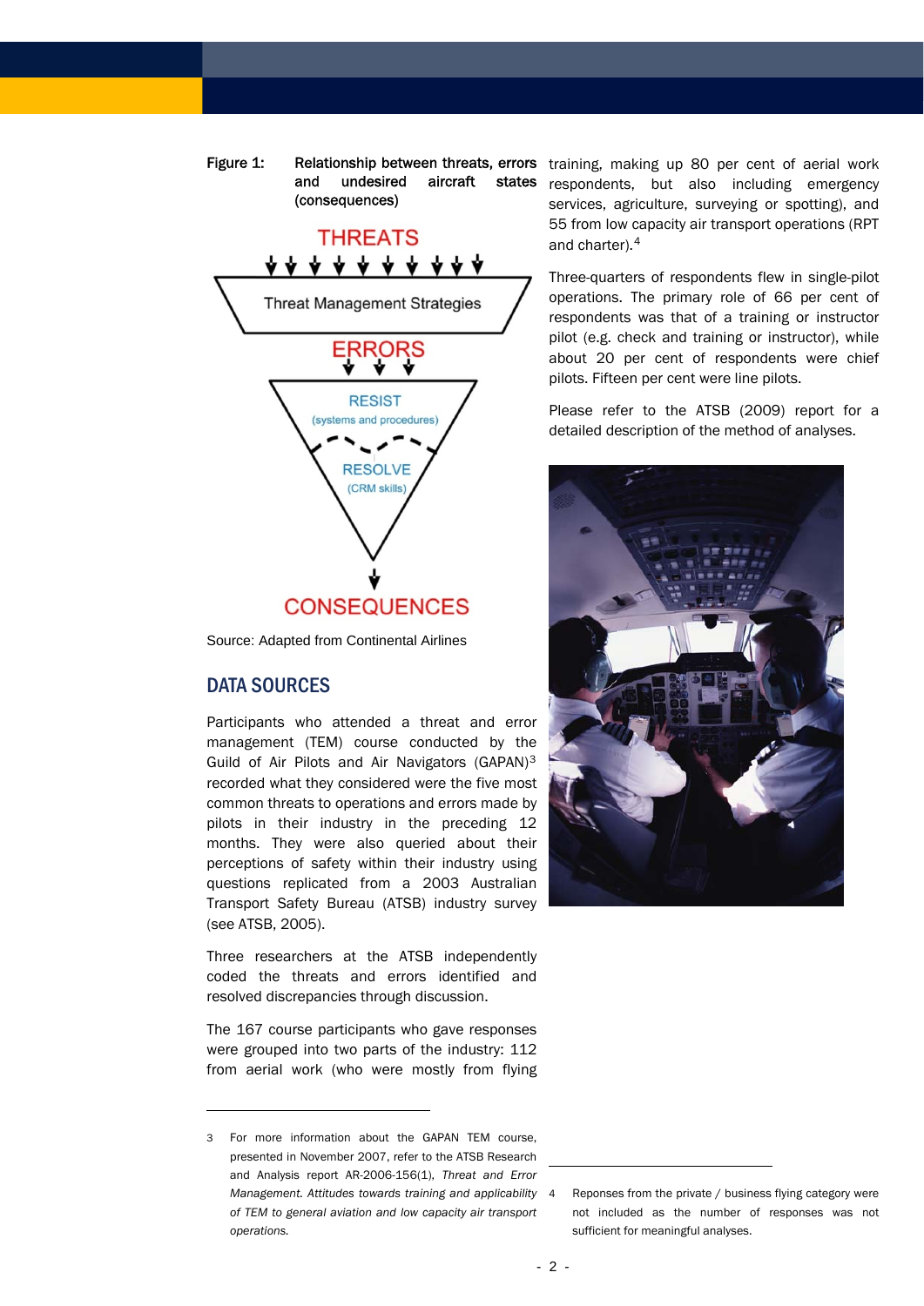Figure 1: Relationship between threats, errors and undesired aircraft states (consequences)

Source: Adapted from Continental Airlines

## DATA SOURCES

Participants who attended a threat and error management (TEM) course conducted by the Guild of Air Pilots and Air Navigators (GAPAN)[3] recorded what they considered were the five most common threats to operations and errors made by pilots in their industry in the preceding 12 months. They were also queried about their perceptions of safety within their industry using questions replicated from a 2003 Australian Transport Safety Bureau (ATSB) industry survey (see ATSB, 2005).

Three researchers at the ATSB independently coded the threats and errors identified and resolved discrepancies through discussion.

The 167 course participants who gave responses were grouped into two parts of the industry: 112 from aerial work (who were mostly from flying training, making up 80 per cent of aerial work respondents, but also including emergency services, agriculture, surveying or spotting), and 55 from low capacity air transport operations (RPT and charter).[4]

Three-quarters of respondents flew in single-pilot operations. The primary role of 66 per cent of respondents was that of a training or instructor pilot (e.g. check and training or instructor), while about 20 per cent of respondents were chief pilots. Fifteen per cent were line pilots.

Please refer to the ATSB (2009) report for a detailed description of the method of analyses.

---

3 For more information about the GAPAN TEM course, presented in November 2007, refer to the ATSB Research and Analysis report AR-2006-156(1), *Threat and Error Management. Attitudes towards training and applicability of TEM to general aviation and low capacity air transport operations.*

4 Reponses from the private / business flying category were not included as the number of responses was not sufficient for meaningful analyses.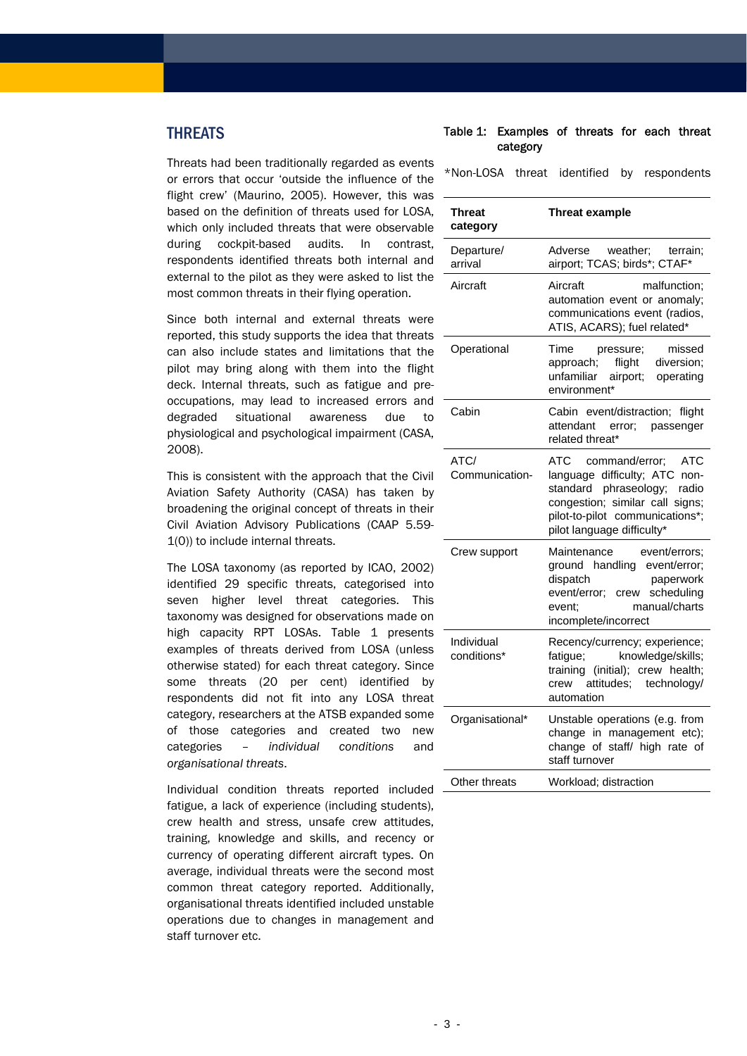## THREATS

Threats had been traditionally regarded as events or errors that occur 'outside the influence of the flight crew' (Maurino, 2005). However, this was based on the definition of threats used for LOSA, which only included threats that were observable during cockpit-based audits. In contrast, respondents identified threats both internal and external to the pilot as they were asked to list the most common threats in their flying operation.

Since both internal and external threats were reported, this study supports the idea that threats can also include states and limitations that the pilot may bring along with them into the flight deck. Internal threats, such as fatigue and pre-occupations, may lead to increased errors and degraded situational awareness due to physiological and psychological impairment (CASA, 2008).

This is consistent with the approach that the Civil Aviation Safety Authority (CASA) has taken by broadening the original concept of threats in their Civil Aviation Advisory Publications (CAAP 5.59-1(0)) to include internal threats.

The LOSA taxonomy (as reported by ICAO, 2002) identified 29 specific threats, categorised into seven higher level threat categories. This taxonomy was designed for observations made on high capacity RPT LOSAs. Table 1 presents examples of threats derived from LOSA (unless otherwise stated) for each threat category. Since some threats (20 per cent) identified by respondents did not fit into any LOSA threat category, researchers at the ATSB expanded some of those categories and created two new categories – *individual conditions* and *organisational threats*.

Individual condition threats reported included fatigue, a lack of experience (including students), crew health and stress, unsafe crew attitudes, training, knowledge and skills, and recency or currency of operating different aircraft types. On average, individual threats were the second most common threat category reported. Additionally, organisational threats identified included unstable operations due to changes in management and staff turnover etc.

Table 1: Examples of threats for each threat category

*Non-LOSA threat identified by respondents

| Threat category | Threat example |
|---|---|
| Departure/ arrival | Adverse weather; terrain; airport; TCAS; birds*; CTAF* |
| Aircraft | Aircraft malfunction; automation event or anomaly; communications event (radios, ATIS, ACARS); fuel related* |
| Operational | Time pressure; missed approach; flight diversion; unfamiliar airport; operating environment* |
| Cabin | Cabin event/distraction; flight attendant error; passenger related threat* |
| ATC/ Communication- | ATC command/error; ATC language difficulty; ATC non-standard phraseology; radio congestion; similar call signs; pilot-to-pilot communications*; pilot language difficulty* |
| Crew support | Maintenance event/errors; ground handling event/error; dispatch paperwork event/error; crew scheduling event; manual/charts incomplete/incorrect |
| Individual conditions* | Recency/currency; experience; fatigue; knowledge/skills; training (initial); crew health; crew attitudes; technology/ automation |
| Organisational* | Unstable operations (e.g. from change in management etc); change of staff/ high rate of staff turnover |
| Other threats | Workload; distraction |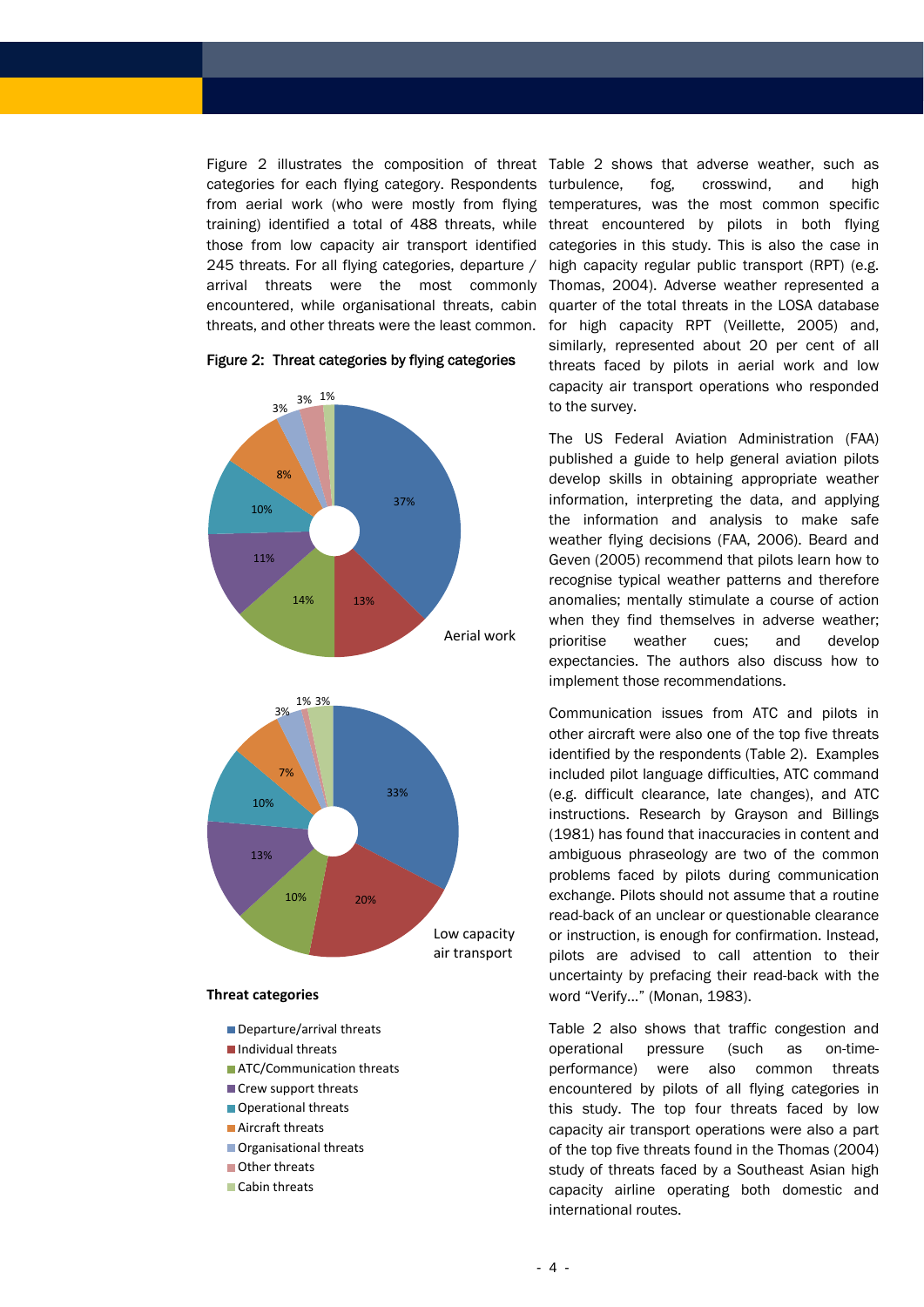Figure 2 illustrates the composition of threat categories for each flying category. Respondents from aerial work (who were mostly from flying training) identified a total of 488 threats, while those from low capacity air transport identified 245 threats. For all flying categories, departure / arrival threats were the most commonly encountered, while organisational threats, cabin threats, and other threats were the least common.

**Figure 2: Threat categories by flying categories**

Aerial work

Low capacity air transport

**Threat categories**

- Departure/arrival threats
- Individual threats
- ATC/Communication threats
- Crew support threats
- Operational threats
- Aircraft threats
- Organisational threats
- Other threats
- Cabin threats

Table 2 shows that adverse weather, such as turbulence, fog, crosswind, and high temperatures, was the most common specific threat encountered by pilots in both flying categories in this study. This is also the case in high capacity regular public transport (RPT) (e.g. Thomas, 2004). Adverse weather represented a quarter of the total threats in the LOSA database for high capacity RPT (Veillette, 2005) and, similarly, represented about 20 per cent of all threats faced by pilots in aerial work and low capacity air transport operations who responded to the survey.

The US Federal Aviation Administration (FAA) published a guide to help general aviation pilots develop skills in obtaining appropriate weather information, interpreting the data, and applying the information and analysis to make safe weather flying decisions (FAA, 2006). Beard and Geven (2005) recommend that pilots learn how to recognise typical weather patterns and therefore anomalies; mentally stimulate a course of action when they find themselves in adverse weather; prioritise weather cues; and develop expectancies. The authors also discuss how to implement those recommendations.

Communication issues from ATC and pilots in other aircraft were also one of the top five threats identified by the respondents (Table 2). Examples included pilot language difficulties, ATC command (e.g. difficult clearance, late changes), and ATC instructions. Research by Grayson and Billings (1981) has found that inaccuracies in content and ambiguous phraseology are two of the common problems faced by pilots during communication exchange. Pilots should not assume that a routine read-back of an unclear or questionable clearance or instruction, is enough for confirmation. Instead, pilots are advised to call attention to their uncertainty by prefacing their read-back with the word "Verify…" (Monan, 1983).

Table 2 also shows that traffic congestion and operational pressure (such as on-time-performance) were also common threats encountered by pilots of all flying categories in this study. The top four threats faced by low capacity air transport operations were also a part of the top five threats found in the Thomas (2004) study of threats faced by a Southeast Asian high capacity airline operating both domestic and international routes.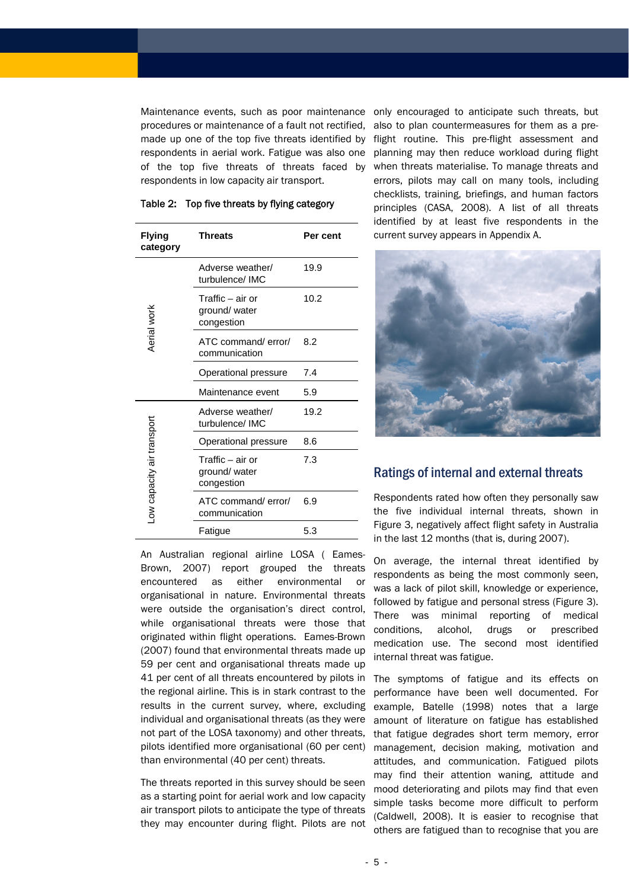Maintenance events, such as poor maintenance procedures or maintenance of a fault not rectified, made up one of the top five threats identified by respondents in aerial work. Fatigue was also one of the top five threats of threats faced by respondents in low capacity air transport.

Table 2: Top five threats by flying category

| Flying category | Threats | Per cent |
|---|---|---|
| Aerial work | Adverse weather/ turbulence/ IMC | 19.9 |
| | Traffic – air or ground/ water congestion | 10.2 |
| | ATC command/ error/ communication | 8.2 |
| | Operational pressure | 7.4 |
| | Maintenance event | 5.9 |
| Low capacity air transport | Adverse weather/ turbulence/ IMC | 19.2 |
| | Operational pressure | 8.6 |
| | Traffic – air or ground/ water congestion | 7.3 |
| | ATC command/ error/ communication | 6.9 |
| | Fatigue | 5.3 |

An Australian regional airline LOSA ( Eames-Brown, 2007) report grouped the threats encountered as either environmental or organisational in nature. Environmental threats were outside the organisation's direct control, while organisational threats were those that originated within flight operations. Eames-Brown (2007) found that environmental threats made up 59 per cent and organisational threats made up 41 per cent of all threats encountered by pilots in the regional airline. This is in stark contrast to the results in the current survey, where, excluding individual and organisational threats (as they were not part of the LOSA taxonomy) and other threats, pilots identified more organisational (60 per cent) than environmental (40 per cent) threats.

The threats reported in this survey should be seen as a starting point for aerial work and low capacity air transport pilots to anticipate the type of threats they may encounter during flight. Pilots are not only encouraged to anticipate such threats, but also to plan countermeasures for them as a pre-flight routine. This pre-flight assessment and planning may then reduce workload during flight when threats materialise. To manage threats and errors, pilots may call on many tools, including checklists, training, briefings, and human factors principles (CASA, 2008). A list of all threats identified by at least five respondents in the current survey appears in Appendix A.

## Ratings of internal and external threats

Respondents rated how often they personally saw the five individual internal threats, shown in Figure 3, negatively affect flight safety in Australia in the last 12 months (that is, during 2007).

On average, the internal threat identified by respondents as being the most commonly seen, was a lack of pilot skill, knowledge or experience, followed by fatigue and personal stress (Figure 3). There was minimal reporting of medical conditions, alcohol, drugs or prescribed medication use. The second most identified internal threat was fatigue.

The symptoms of fatigue and its effects on performance have been well documented. For example, Batelle (1998) notes that a large amount of literature on fatigue has established that fatigue degrades short term memory, error management, decision making, motivation and attitudes, and communication. Fatigued pilots may find their attention waning, attitude and mood deteriorating and pilots may find that even simple tasks become more difficult to perform (Caldwell, 2008). It is easier to recognise that others are fatigued than to recognise that you are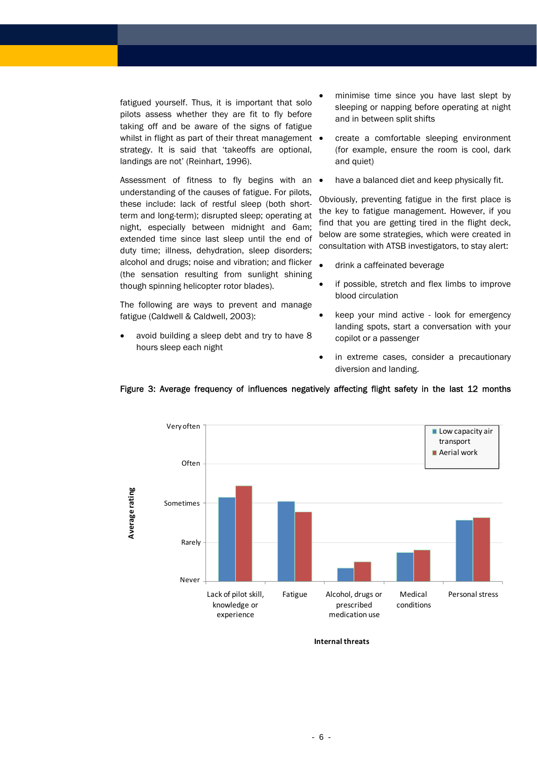fatigued yourself. Thus, it is important that solo pilots assess whether they are fit to fly before taking off and be aware of the signs of fatigue whilst in flight as part of their threat management strategy. It is said that 'takeoffs are optional, landings are not' (Reinhart, 1996).

Assessment of fitness to fly begins with an understanding of the causes of fatigue. For pilots, these include: lack of restful sleep (both short-term and long-term); disrupted sleep; operating at night, especially between midnight and 6am; extended time since last sleep until the end of duty time; illness, dehydration, sleep disorders; alcohol and drugs; noise and vibration; and flicker (the sensation resulting from sunlight shining though spinning helicopter rotor blades).

The following are ways to prevent and manage fatigue (Caldwell & Caldwell, 2003):

- avoid building a sleep debt and try to have 8 hours sleep each night
- minimise time since you have last slept by sleeping or napping before operating at night and in between split shifts
- create a comfortable sleeping environment (for example, ensure the room is cool, dark and quiet)
- have a balanced diet and keep physically fit.

Obviously, preventing fatigue in the first place is the key to fatigue management. However, if you find that you are getting tired in the flight deck, below are some strategies, which were created in consultation with ATSB investigators, to stay alert:

- drink a caffeinated beverage
- if possible, stretch and flex limbs to improve blood circulation
- keep your mind active - look for emergency landing spots, start a conversation with your copilot or a passenger
- in extreme cases, consider a precautionary diversion and landing.

**Figure 3: Average frequency of influences negatively affecting flight safety in the last 12 months**

| Internal threats | Low capacity air transport | Aerial work |
|---|---|---|
| Lack of pilot skill, knowledge or experience | | |
| Fatigue | | |
| Alcohol, drugs or prescribed medication use | | |
| Medical conditions | | |
| Personal stress | | |

Average rating scale: Never, Rarely, Sometimes, Often, Very often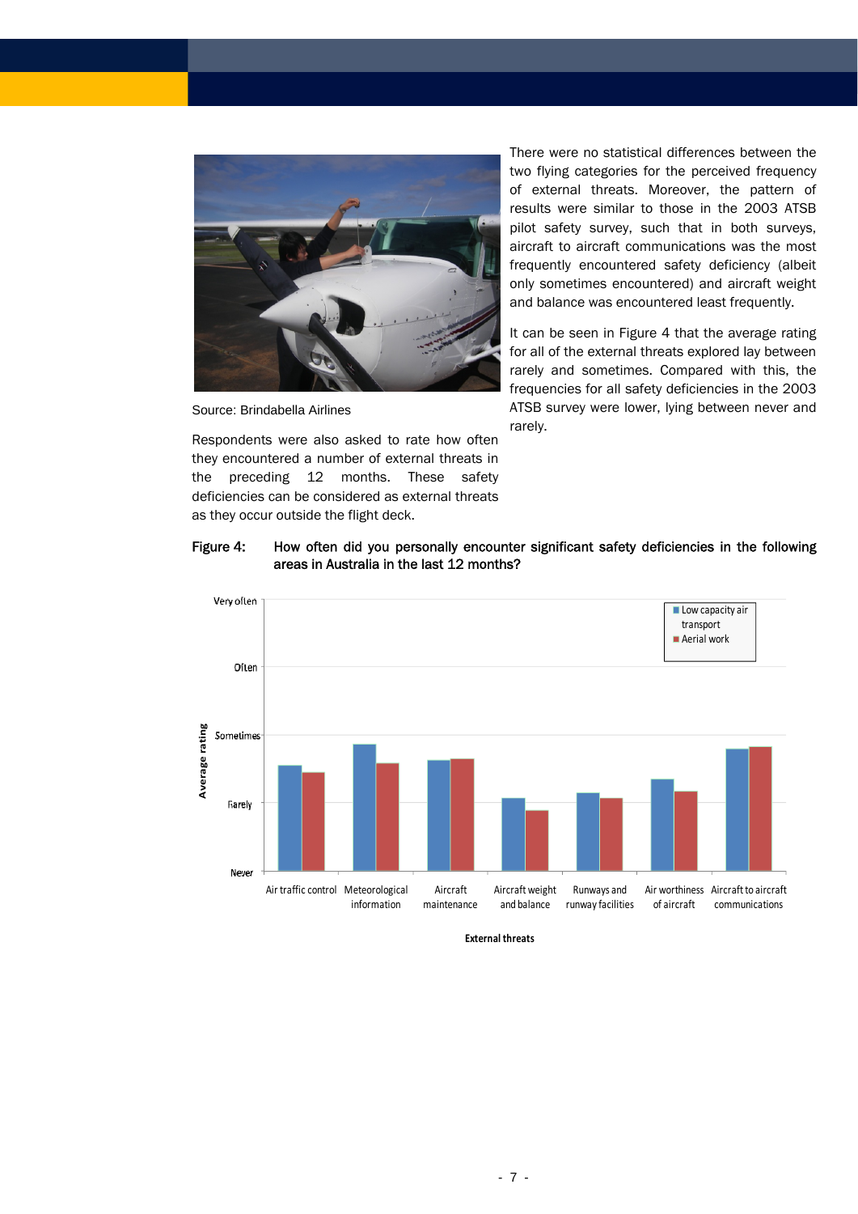Source: Brindabella Airlines

Respondents were also asked to rate how often they encountered a number of external threats in the preceding 12 months. These safety deficiencies can be considered as external threats as they occur outside the flight deck.

There were no statistical differences between the two flying categories for the perceived frequency of external threats. Moreover, the pattern of results were similar to those in the 2003 ATSB pilot safety survey, such that in both surveys, aircraft to aircraft communications was the most frequently encountered safety deficiency (albeit only sometimes encountered) and aircraft weight and balance was encountered least frequently.

It can be seen in Figure 4 that the average rating for all of the external threats explored lay between rarely and sometimes. Compared with this, the frequencies for all safety deficiencies in the 2003 ATSB survey were lower, lying between never and rarely.

**Figure 4: How often did you personally encounter significant safety deficiencies in the following areas in Australia in the last 12 months?**

Average rating (Never, Rarely, Sometimes, Often, Very often) by External threats: Air traffic control; Meteorological information; Aircraft maintenance; Aircraft weight and balance; Runways and runway facilities; Air worthiness of aircraft; Aircraft to aircraft communications. Legend: Low capacity air transport; Aerial work.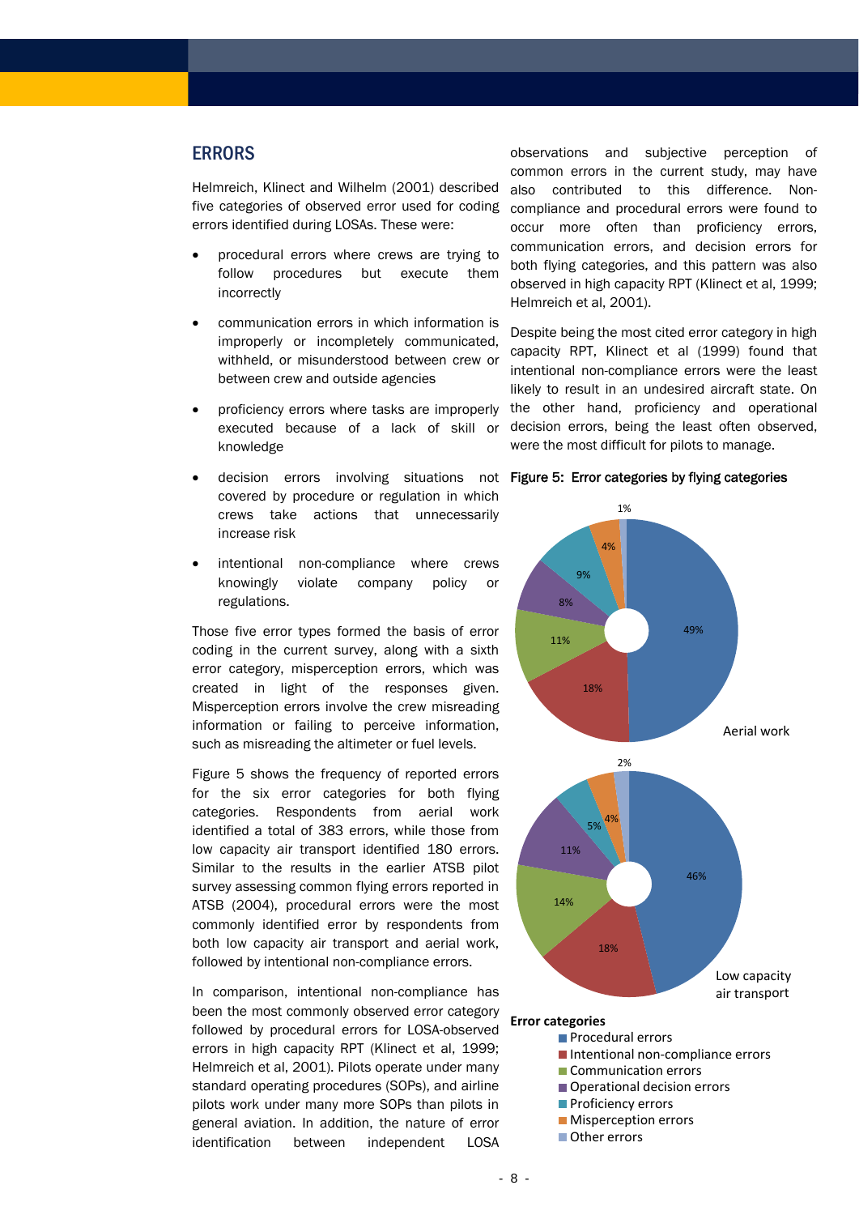## ERRORS

Helmreich, Klinect and Wilhelm (2001) described five categories of observed error used for coding errors identified during LOSAs. These were:

- procedural errors where crews are trying to follow procedures but execute them incorrectly
- communication errors in which information is improperly or incompletely communicated, withheld, or misunderstood between crew or between crew and outside agencies
- proficiency errors where tasks are improperly executed because of a lack of skill or knowledge
- decision errors involving situations not covered by procedure or regulation in which crews take actions that unnecessarily increase risk
- intentional non-compliance where crews knowingly violate company policy or regulations.

Those five error types formed the basis of error coding in the current survey, along with a sixth error category, misperception errors, which was created in light of the responses given. Misperception errors involve the crew misreading information or failing to perceive information, such as misreading the altimeter or fuel levels.

Figure 5 shows the frequency of reported errors for the six error categories for both flying categories. Respondents from aerial work identified a total of 383 errors, while those from low capacity air transport identified 180 errors. Similar to the results in the earlier ATSB pilot survey assessing common flying errors reported in ATSB (2004), procedural errors were the most commonly identified error by respondents from both low capacity air transport and aerial work, followed by intentional non-compliance errors.

In comparison, intentional non-compliance has been the most commonly observed error category followed by procedural errors for LOSA-observed errors in high capacity RPT (Klinect et al, 1999; Helmreich et al, 2001). Pilots operate under many standard operating procedures (SOPs), and airline pilots work under many more SOPs than pilots in general aviation. In addition, the nature of error identification between independent LOSA observations and subjective perception of common errors in the current study, may have also contributed to this difference. Non-compliance and procedural errors were found to occur more often than proficiency errors, communication errors, and decision errors for both flying categories, and this pattern was also observed in high capacity RPT (Klinect et al, 1999; Helmreich et al, 2001).

Despite being the most cited error category in high capacity RPT, Klinect et al (1999) found that intentional non-compliance errors were the least likely to result in an undesired aircraft state. On the other hand, proficiency and operational decision errors, being the least often observed, were the most difficult for pilots to manage.

**Figure 5: Error categories by flying categories**

| Error categories | Aerial work | Low capacity air transport |
|---|---|---|
| Procedural errors | 49% | 46% |
| Intentional non-compliance errors | 18% | 18% |
| Communication errors | 11% | 14% |
| Operational decision errors | 8% | 11% |
| Proficiency errors | 9% | 5% |
| Misperception errors | 4% | 4% |
| Other errors | 1% | 2% |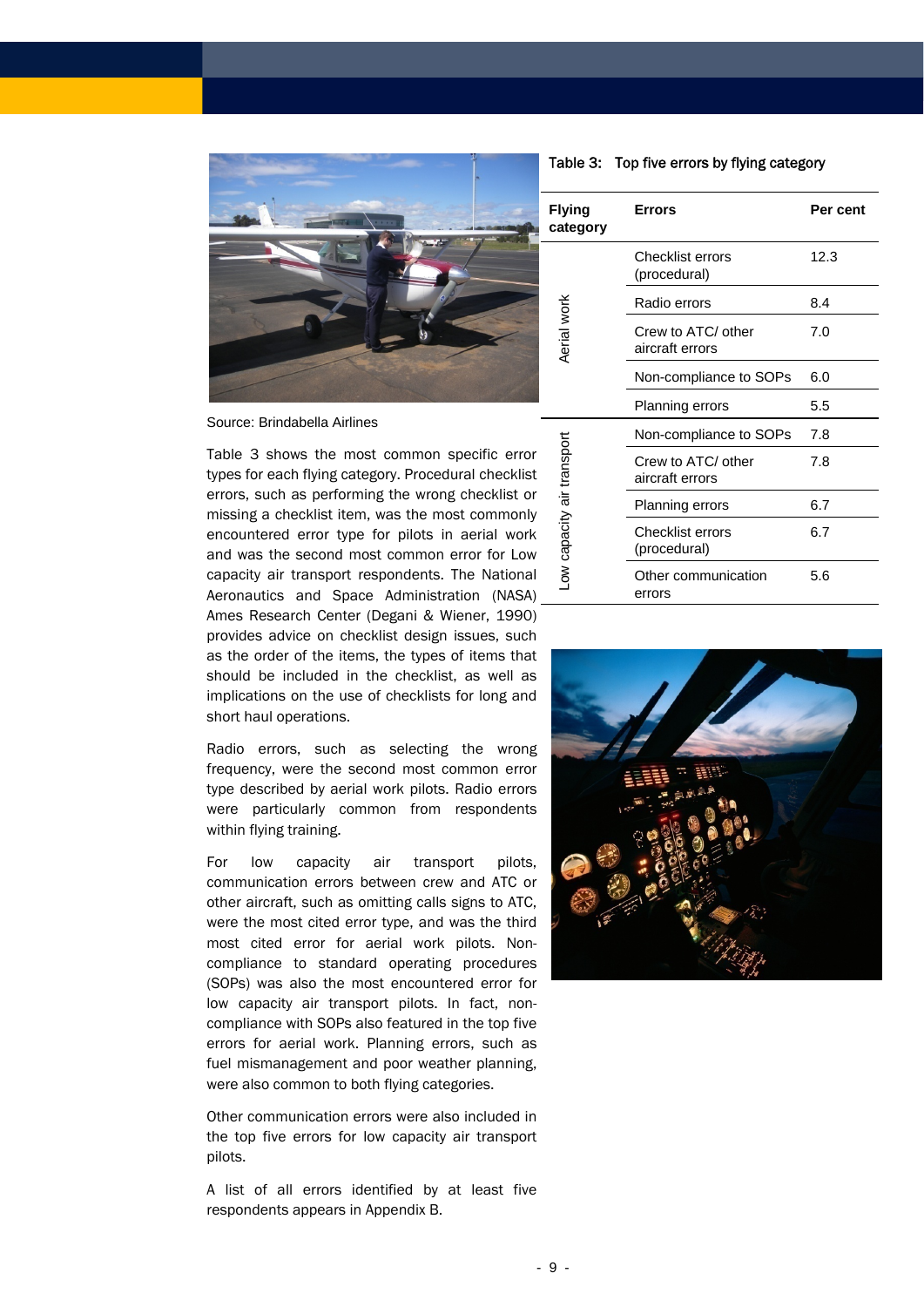Source: Brindabella Airlines

Table 3: Top five errors by flying category

| Flying category | Errors | Per cent |
|---|---|---|
| Aerial work | Checklist errors (procedural) | 12.3 |
| | Radio errors | 8.4 |
| | Crew to ATC/ other aircraft errors | 7.0 |
| | Non-compliance to SOPs | 6.0 |
| | Planning errors | 5.5 |
| Low capacity air transport | Non-compliance to SOPs | 7.8 |
| | Crew to ATC/ other aircraft errors | 7.8 |
| | Planning errors | 6.7 |
| | Checklist errors (procedural) | 6.7 |
| | Other communication errors | 5.6 |

Table 3 shows the most common specific error types for each flying category. Procedural checklist errors, such as performing the wrong checklist or missing a checklist item, was the most commonly encountered error type for pilots in aerial work and was the second most common error for Low capacity air transport respondents. The National Aeronautics and Space Administration (NASA) Ames Research Center (Degani & Wiener, 1990) provides advice on checklist design issues, such as the order of the items, the types of items that should be included in the checklist, as well as implications on the use of checklists for long and short haul operations.

Radio errors, such as selecting the wrong frequency, were the second most common error type described by aerial work pilots. Radio errors were particularly common from respondents within flying training.

For low capacity air transport pilots, communication errors between crew and ATC or other aircraft, such as omitting calls signs to ATC, were the most cited error type, and was the third most cited error for aerial work pilots. Non-compliance to standard operating procedures (SOPs) was also the most encountered error for low capacity air transport pilots. In fact, non-compliance with SOPs also featured in the top five errors for aerial work. Planning errors, such as fuel mismanagement and poor weather planning, were also common to both flying categories.

Other communication errors were also included in the top five errors for low capacity air transport pilots.

A list of all errors identified by at least five respondents appears in Appendix B.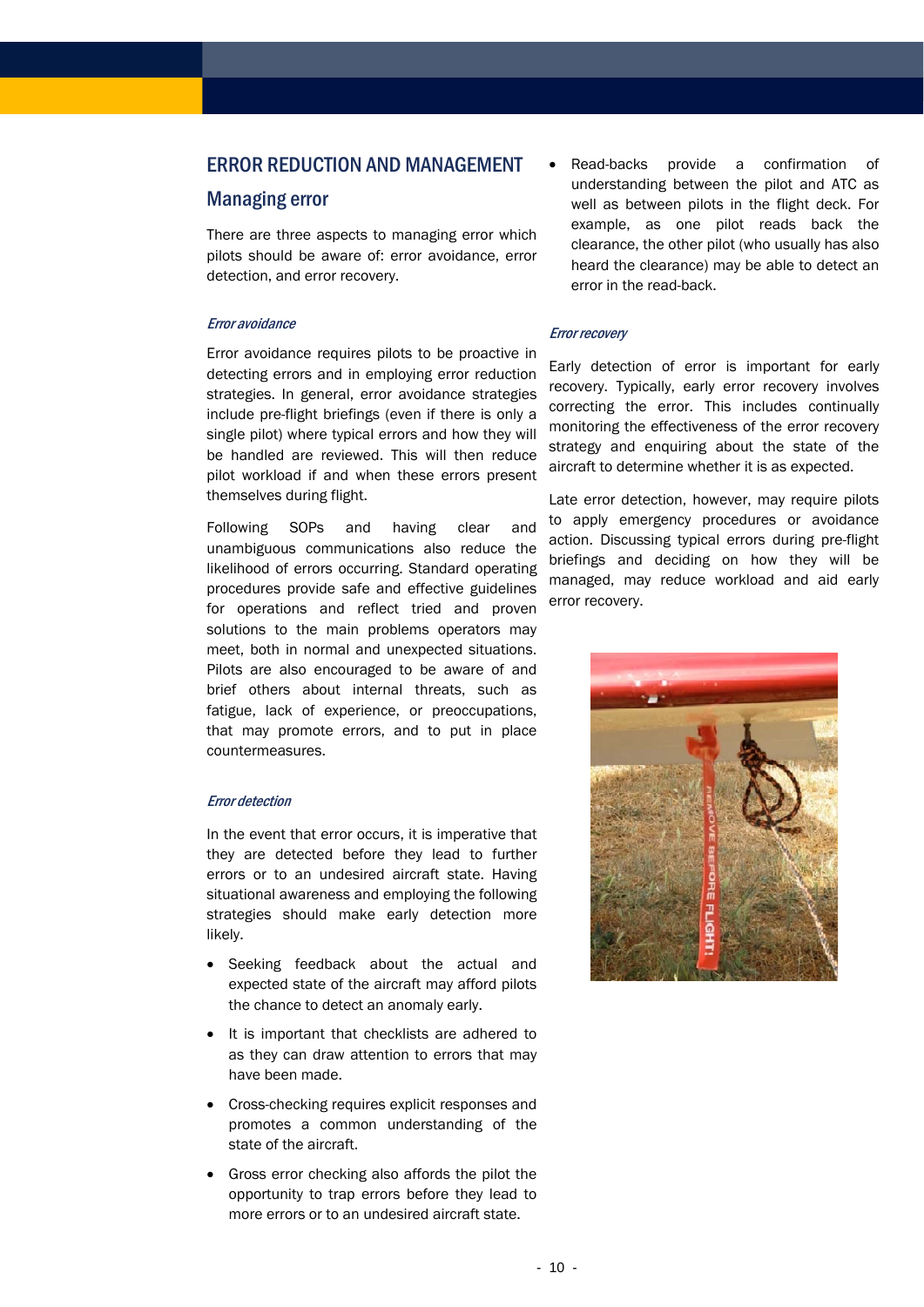# ERROR REDUCTION AND MANAGEMENT

## Managing error

There are three aspects to managing error which pilots should be aware of: error avoidance, error detection, and error recovery.

### *Error avoidance*

Error avoidance requires pilots to be proactive in detecting errors and in employing error reduction strategies. In general, error avoidance strategies include pre-flight briefings (even if there is only a single pilot) where typical errors and how they will be handled are reviewed. This will then reduce pilot workload if and when these errors present themselves during flight.

Following SOPs and having clear and unambiguous communications also reduce the likelihood of errors occurring. Standard operating procedures provide safe and effective guidelines for operations and reflect tried and proven solutions to the main problems operators may meet, both in normal and unexpected situations. Pilots are also encouraged to be aware of and brief others about internal threats, such as fatigue, lack of experience, or preoccupations, that may promote errors, and to put in place countermeasures.

### *Error detection*

In the event that error occurs, it is imperative that they are detected before they lead to further errors or to an undesired aircraft state. Having situational awareness and employing the following strategies should make early detection more likely.

- Seeking feedback about the actual and expected state of the aircraft may afford pilots the chance to detect an anomaly early.
- It is important that checklists are adhered to as they can draw attention to errors that may have been made.
- Cross-checking requires explicit responses and promotes a common understanding of the state of the aircraft.
- Gross error checking also affords the pilot the opportunity to trap errors before they lead to more errors or to an undesired aircraft state.
- Read-backs provide a confirmation of understanding between the pilot and ATC as well as between pilots in the flight deck. For example, as one pilot reads back the clearance, the other pilot (who usually has also heard the clearance) may be able to detect an error in the read-back.

### *Error recovery*

Early detection of error is important for early recovery. Typically, early error recovery involves correcting the error. This includes continually monitoring the effectiveness of the error recovery strategy and enquiring about the state of the aircraft to determine whether it is as expected.

Late error detection, however, may require pilots to apply emergency procedures or avoidance action. Discussing typical errors during pre-flight briefings and deciding on how they will be managed, may reduce workload and aid early error recovery.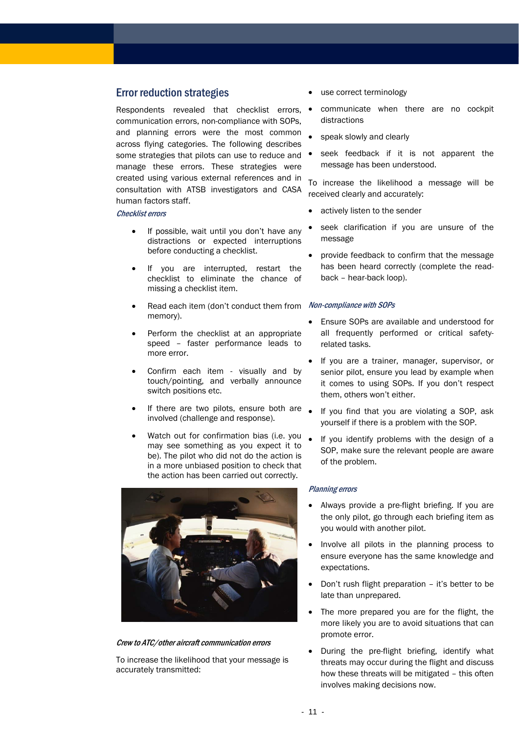## Error reduction strategies

Respondents revealed that checklist errors, communication errors, non-compliance with SOPs, and planning errors were the most common across flying categories. The following describes some strategies that pilots can use to reduce and manage these errors. These strategies were created using various external references and in consultation with ATSB investigators and CASA human factors staff.

### *Checklist errors*

- If possible, wait until you don't have any distractions or expected interruptions before conducting a checklist.
- If you are interrupted, restart the checklist to eliminate the chance of missing a checklist item.
- Read each item (don't conduct them from memory).
- Perform the checklist at an appropriate speed – faster performance leads to more error.
- Confirm each item - visually and by touch/pointing, and verbally announce switch positions etc.
- If there are two pilots, ensure both are involved (challenge and response).
- Watch out for confirmation bias (i.e. you may see something as you expect it to be). The pilot who did not do the action is in a more unbiased position to check that the action has been carried out correctly.

### *Crew to ATC/other aircraft communication errors*

To increase the likelihood that your message is accurately transmitted:

- use correct terminology
- communicate when there are no cockpit distractions
- speak slowly and clearly
- seek feedback if it is not apparent the message has been understood.

To increase the likelihood a message will be received clearly and accurately:

- actively listen to the sender
- seek clarification if you are unsure of the message
- provide feedback to confirm that the message has been heard correctly (complete the read-back – hear-back loop).

### *Non-compliance with SOPs*

- Ensure SOPs are available and understood for all frequently performed or critical safety-related tasks.
- If you are a trainer, manager, supervisor, or senior pilot, ensure you lead by example when it comes to using SOPs. If you don't respect them, others won't either.
- If you find that you are violating a SOP, ask yourself if there is a problem with the SOP.
- If you identify problems with the design of a SOP, make sure the relevant people are aware of the problem.

### *Planning errors*

- Always provide a pre-flight briefing. If you are the only pilot, go through each briefing item as you would with another pilot.
- Involve all pilots in the planning process to ensure everyone has the same knowledge and expectations.
- Don't rush flight preparation – it's better to be late than unprepared.
- The more prepared you are for the flight, the more likely you are to avoid situations that can promote error.
- During the pre-flight briefing, identify what threats may occur during the flight and discuss how these threats will be mitigated – this often involves making decisions now.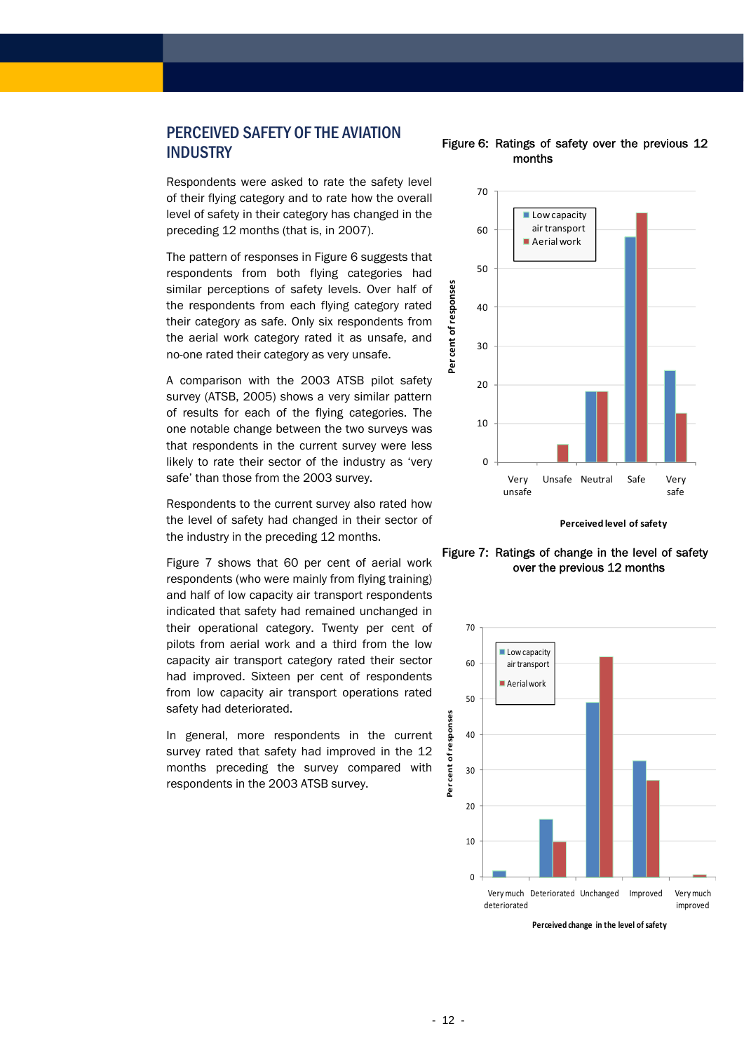## PERCEIVED SAFETY OF THE AVIATION INDUSTRY

Respondents were asked to rate the safety level of their flying category and to rate how the overall level of safety in their category has changed in the preceding 12 months (that is, in 2007).

The pattern of responses in Figure 6 suggests that respondents from both flying categories had similar perceptions of safety levels. Over half of the respondents from each flying category rated their category as safe. Only six respondents from the aerial work category rated it as unsafe, and no-one rated their category as very unsafe.

A comparison with the 2003 ATSB pilot safety survey (ATSB, 2005) shows a very similar pattern of results for each of the flying categories. The one notable change between the two surveys was that respondents in the current survey were less likely to rate their sector of the industry as 'very safe' than those from the 2003 survey.

Respondents to the current survey also rated how the level of safety had changed in their sector of the industry in the preceding 12 months.

Figure 7 shows that 60 per cent of aerial work respondents (who were mainly from flying training) and half of low capacity air transport respondents indicated that safety had remained unchanged in their operational category. Twenty per cent of pilots from aerial work and a third from the low capacity air transport category rated their sector had improved. Sixteen per cent of respondents from low capacity air transport operations rated safety had deteriorated.

In general, more respondents in the current survey rated that safety had improved in the 12 months preceding the survey compared with respondents in the 2003 ATSB survey.

Figure 6: Ratings of safety over the previous 12 months

Figure 7: Ratings of change in the level of safety over the previous 12 months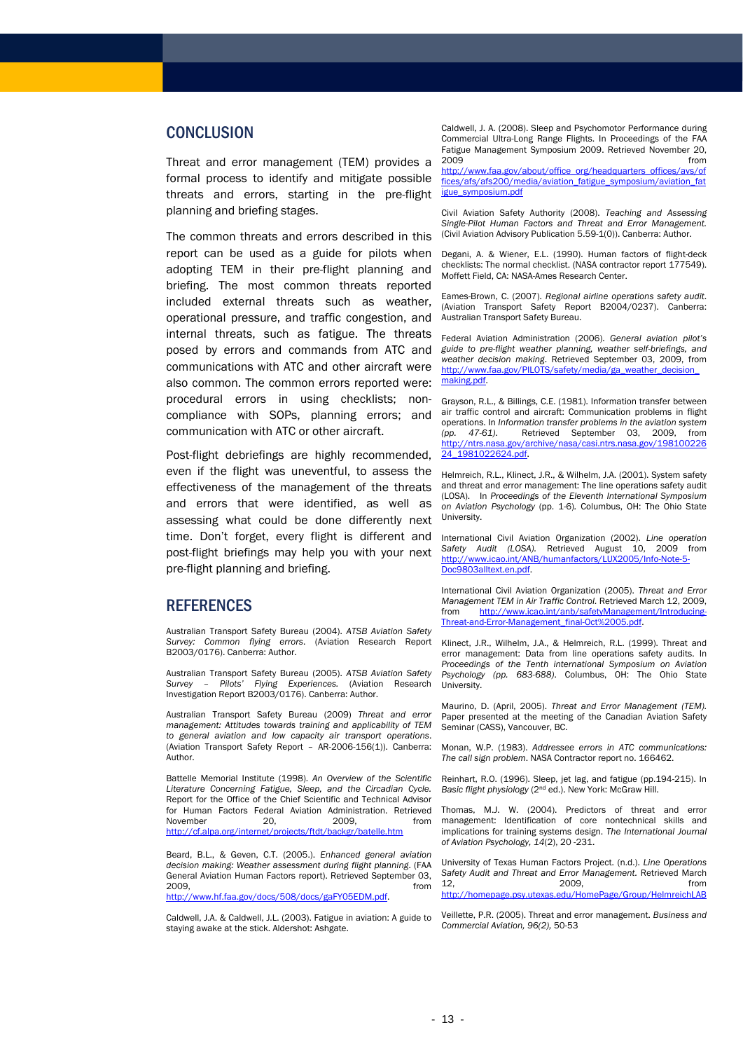## CONCLUSION

Threat and error management (TEM) provides a formal process to identify and mitigate possible threats and errors, starting in the pre-flight planning and briefing stages.

The common threats and errors described in this report can be used as a guide for pilots when adopting TEM in their pre-flight planning and briefing. The most common threats reported included external threats such as weather, operational pressure, and traffic congestion, and internal threats, such as fatigue. The threats posed by errors and commands from ATC and communications with ATC and other aircraft were also common. The common errors reported were: procedural errors in using checklists; non-compliance with SOPs, planning errors; and communication with ATC or other aircraft.

Post-flight debriefings are highly recommended, even if the flight was uneventful, to assess the effectiveness of the management of the threats and errors that were identified, as well as assessing what could be done differently next time. Don't forget, every flight is different and post-flight briefings may help you with your next pre-flight planning and briefing.

## REFERENCES

Australian Transport Safety Bureau (2004). *ATSB Aviation Safety Survey: Common flying errors*. (Aviation Research Report B2003/0176). Canberra: Author.

Australian Transport Safety Bureau (2005). *ATSB Aviation Safety Survey – Pilots' Flying Experiences.* (Aviation Research Investigation Report B2003/0176). Canberra: Author.

Australian Transport Safety Bureau (2009) *Threat and error management: Attitudes towards training and applicability of TEM to general aviation and low capacity air transport operations*. (Aviation Transport Safety Report – AR-2006-156(1)). Canberra: Author.

Battelle Memorial Institute (1998). *An Overview of the Scientific Literature Concerning Fatigue, Sleep, and the Circadian Cycle.* Report for the Office of the Chief Scientific and Technical Advisor for Human Factors Federal Aviation Administration. Retrieved November 20, 2009, from http://cf.alpa.org/internet/projects/ftdt/backgr/batelle.htm

Beard, B.L., & Geven, C.T. (2005.). *Enhanced general aviation decision making: Weather assessment during flight planning*. (FAA General Aviation Human Factors report). Retrieved September 03, 2009, from http://www.hf.faa.gov/docs/508/docs/gaFY05EDM.pdf.

Caldwell, J.A. & Caldwell, J.L. (2003). Fatigue in aviation: A guide to staying awake at the stick. Aldershot: Ashgate.

Caldwell, J. A. (2008). Sleep and Psychomotor Performance during Commercial Ultra-Long Range Flights. In Proceedings of the FAA Fatigue Management Symposium 2009. Retrieved November 20, 2009 from http://www.faa.gov/about/office_org/headquarters_offices/avs/offices/afs/afs200/media/aviation_fatigue_symposium/aviation_fatigue_symposium.pdf

Civil Aviation Safety Authority (2008). *Teaching and Assessing Single-Pilot Human Factors and Threat and Error Management.* (Civil Aviation Advisory Publication 5.59-1(0)). Canberra: Author.

Degani, A. & Wiener, E.L. (1990). Human factors of flight-deck checklists: The normal checklist. (NASA contractor report 177549). Moffett Field, CA: NASA-Ames Research Center.

Eames-Brown, C. (2007). *Regional airline operations safety audit.* (Aviation Transport Safety Report B2004/0237). Canberra: Australian Transport Safety Bureau.

Federal Aviation Administration (2006). *General aviation pilot's guide to pre-flight weather planning, weather self-briefings, and weather decision making*. Retrieved September 03, 2009, from http://www.faa.gov/PILOTS/safety/media/ga_weather_decision_making.pdf.

Grayson, R.L., & Billings, C.E. (1981). Information transfer between air traffic control and aircraft: Communication problems in flight operations. In *Information transfer problems in the aviation system (pp. 47-61).* Retrieved September 03, 2009, from http://ntrs.nasa.gov/archive/nasa/casi.ntrs.nasa.gov/19810022624_1981022624.pdf.

Helmreich, R.L., Klinect, J.R., & Wilhelm, J.A. (2001). System safety and threat and error management: The line operations safety audit (LOSA). In *Proceedings of the Eleventh International Symposium on Aviation Psychology* (pp. 1-6). Columbus, OH: The Ohio State University.

International Civil Aviation Organization (2002). *Line operation Safety Audit (LOSA).* Retrieved August 10, 2009 from http://www.icao.int/ANB/humanfactors/LUX2005/Info-Note-5-Doc9803alltext.en.pdf.

International Civil Aviation Organization (2005). *Threat and Error Management TEM in Air Traffic Control.* Retrieved March 12, 2009, from http://www.icao.int/anb/safetyManagement/Introducing-Threat-and-Error-Management_final-Oct%2005.pdf.

Klinect, J.R., Wilhelm, J.A., & Helmreich, R.L. (1999). Threat and error management: Data from line operations safety audits. In *Proceedings of the Tenth international Symposium on Aviation Psychology (pp. 683-688)*. Columbus, OH: The Ohio State University.

Maurino, D. (April, 2005). *Threat and Error Management (TEM).* Paper presented at the meeting of the Canadian Aviation Safety Seminar (CASS), Vancouver, BC.

Monan, W.P. (1983). *Addressee errors in ATC communications: The call sign problem*. NASA Contractor report no. 166462.

Reinhart, R.O. (1996). Sleep, jet lag, and fatigue (pp.194-215). In *Basic flight physiology* (2nd ed.). New York: McGraw Hill.

Thomas, M.J. W. (2004). Predictors of threat and error management: Identification of core nontechnical skills and implications for training systems design. *The International Journal of Aviation Psychology, 14*(2), 20 -231.

University of Texas Human Factors Project. (n.d.). *Line Operations Safety Audit and Threat and Error Management.* Retrieved March 12, 2009, from http://homepage.psy.utexas.edu/HomePage/Group/HelmreichLAB

Veillette, P.R. (2005). Threat and error management. *Business and Commercial Aviation, 96(2),* 50-53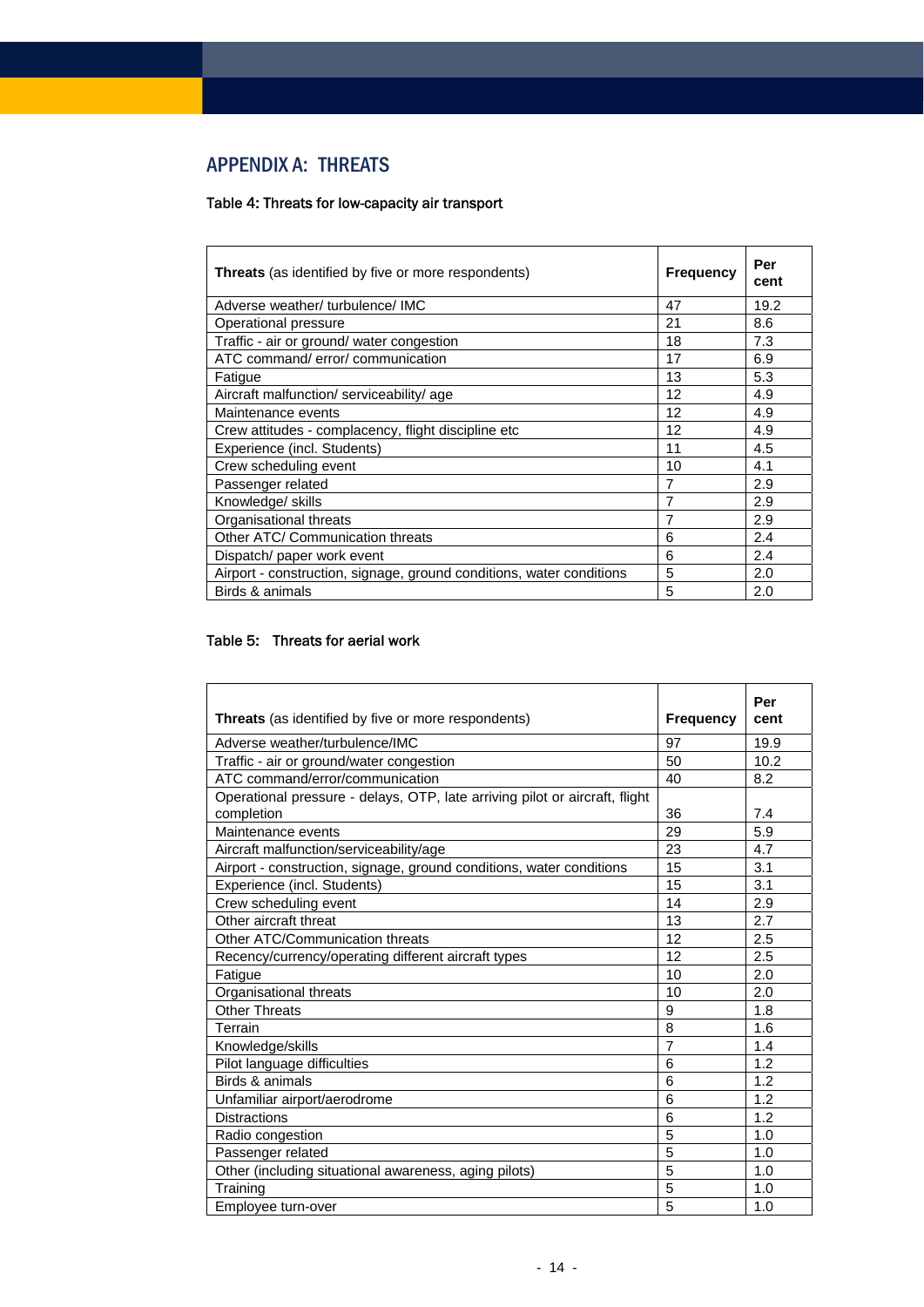## APPENDIX A: THREATS

**Table 4: Threats for low-capacity air transport**

| **Threats** (as identified by five or more respondents) | **Frequency** | **Per cent** |
|---|---|---|
| Adverse weather/ turbulence/ IMC | 47 | 19.2 |
| Operational pressure | 21 | 8.6 |
| Traffic - air or ground/ water congestion | 18 | 7.3 |
| ATC command/ error/ communication | 17 | 6.9 |
| Fatigue | 13 | 5.3 |
| Aircraft malfunction/ serviceability/ age | 12 | 4.9 |
| Maintenance events | 12 | 4.9 |
| Crew attitudes - complacency, flight discipline etc | 12 | 4.9 |
| Experience (incl. Students) | 11 | 4.5 |
| Crew scheduling event | 10 | 4.1 |
| Passenger related | 7 | 2.9 |
| Knowledge/ skills | 7 | 2.9 |
| Organisational threats | 7 | 2.9 |
| Other ATC/ Communication threats | 6 | 2.4 |
| Dispatch/ paper work event | 6 | 2.4 |
| Airport - construction, signage, ground conditions, water conditions | 5 | 2.0 |
| Birds & animals | 5 | 2.0 |

**Table 5: Threats for aerial work**

| **Threats** (as identified by five or more respondents) | **Frequency** | **Per cent** |
|---|---|---|
| Adverse weather/turbulence/IMC | 97 | 19.9 |
| Traffic - air or ground/water congestion | 50 | 10.2 |
| ATC command/error/communication | 40 | 8.2 |
| Operational pressure - delays, OTP, late arriving pilot or aircraft, flight completion | 36 | 7.4 |
| Maintenance events | 29 | 5.9 |
| Aircraft malfunction/serviceability/age | 23 | 4.7 |
| Airport - construction, signage, ground conditions, water conditions | 15 | 3.1 |
| Experience (incl. Students) | 15 | 3.1 |
| Crew scheduling event | 14 | 2.9 |
| Other aircraft threat | 13 | 2.7 |
| Other ATC/Communication threats | 12 | 2.5 |
| Recency/currency/operating different aircraft types | 12 | 2.5 |
| Fatigue | 10 | 2.0 |
| Organisational threats | 10 | 2.0 |
| Other Threats | 9 | 1.8 |
| Terrain | 8 | 1.6 |
| Knowledge/skills | 7 | 1.4 |
| Pilot language difficulties | 6 | 1.2 |
| Birds & animals | 6 | 1.2 |
| Unfamiliar airport/aerodrome | 6 | 1.2 |
| Distractions | 6 | 1.2 |
| Radio congestion | 5 | 1.0 |
| Passenger related | 5 | 1.0 |
| Other (including situational awareness, aging pilots) | 5 | 1.0 |
| Training | 5 | 1.0 |
| Employee turn-over | 5 | 1.0 |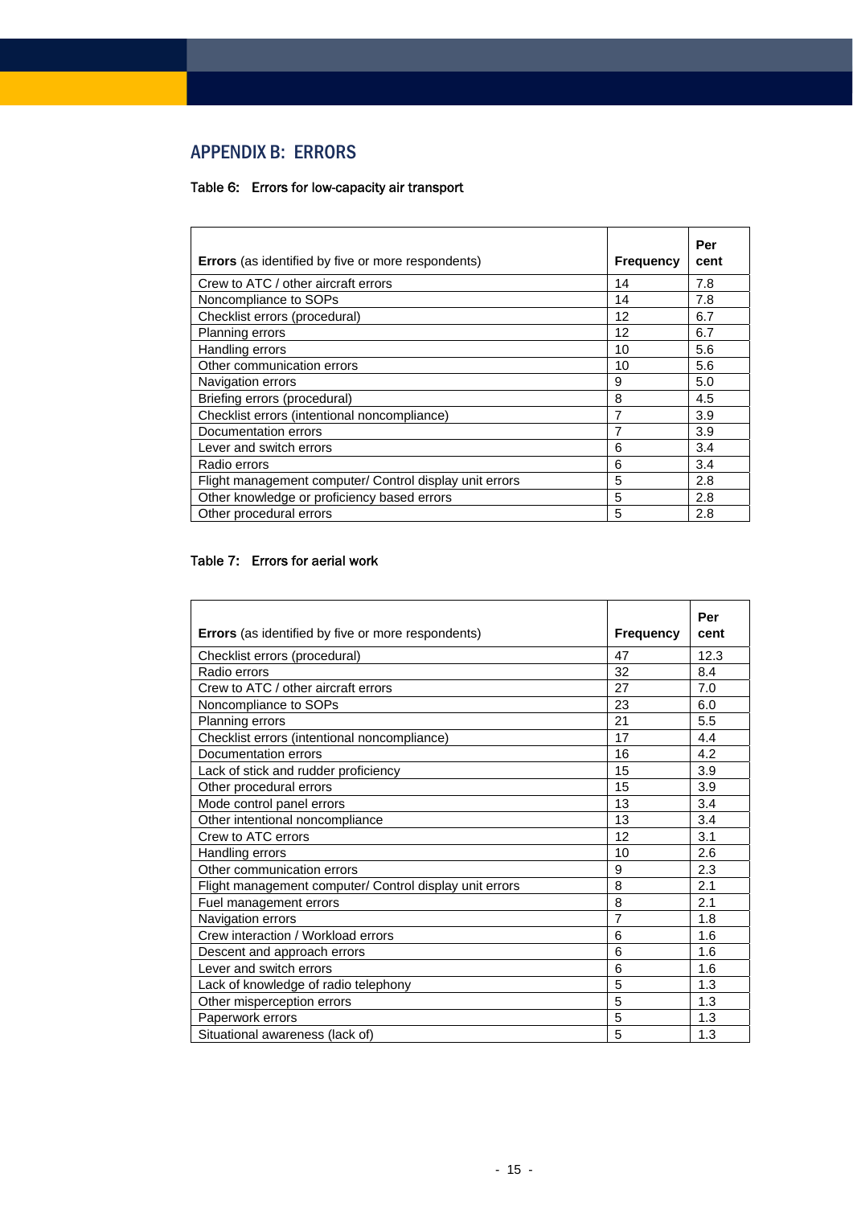# APPENDIX B: ERRORS

**Table 6: Errors for low-capacity air transport**

| **Errors** (as identified by five or more respondents) | **Frequency** | **Per cent** |
|---|---|---|
| Crew to ATC / other aircraft errors | 14 | 7.8 |
| Noncompliance to SOPs | 14 | 7.8 |
| Checklist errors (procedural) | 12 | 6.7 |
| Planning errors | 12 | 6.7 |
| Handling errors | 10 | 5.6 |
| Other communication errors | 10 | 5.6 |
| Navigation errors | 9 | 5.0 |
| Briefing errors (procedural) | 8 | 4.5 |
| Checklist errors (intentional noncompliance) | 7 | 3.9 |
| Documentation errors | 7 | 3.9 |
| Lever and switch errors | 6 | 3.4 |
| Radio errors | 6 | 3.4 |
| Flight management computer/ Control display unit errors | 5 | 2.8 |
| Other knowledge or proficiency based errors | 5 | 2.8 |
| Other procedural errors | 5 | 2.8 |

**Table 7: Errors for aerial work**

| **Errors** (as identified by five or more respondents) | **Frequency** | **Per cent** |
|---|---|---|
| Checklist errors (procedural) | 47 | 12.3 |
| Radio errors | 32 | 8.4 |
| Crew to ATC / other aircraft errors | 27 | 7.0 |
| Noncompliance to SOPs | 23 | 6.0 |
| Planning errors | 21 | 5.5 |
| Checklist errors (intentional noncompliance) | 17 | 4.4 |
| Documentation errors | 16 | 4.2 |
| Lack of stick and rudder proficiency | 15 | 3.9 |
| Other procedural errors | 15 | 3.9 |
| Mode control panel errors | 13 | 3.4 |
| Other intentional noncompliance | 13 | 3.4 |
| Crew to ATC errors | 12 | 3.1 |
| Handling errors | 10 | 2.6 |
| Other communication errors | 9 | 2.3 |
| Flight management computer/ Control display unit errors | 8 | 2.1 |
| Fuel management errors | 8 | 2.1 |
| Navigation errors | 7 | 1.8 |
| Crew interaction / Workload errors | 6 | 1.6 |
| Descent and approach errors | 6 | 1.6 |
| Lever and switch errors | 6 | 1.6 |
| Lack of knowledge of radio telephony | 5 | 1.3 |
| Other misperception errors | 5 | 1.3 |
| Paperwork errors | 5 | 1.3 |
| Situational awareness (lack of) | 5 | 1.3 |